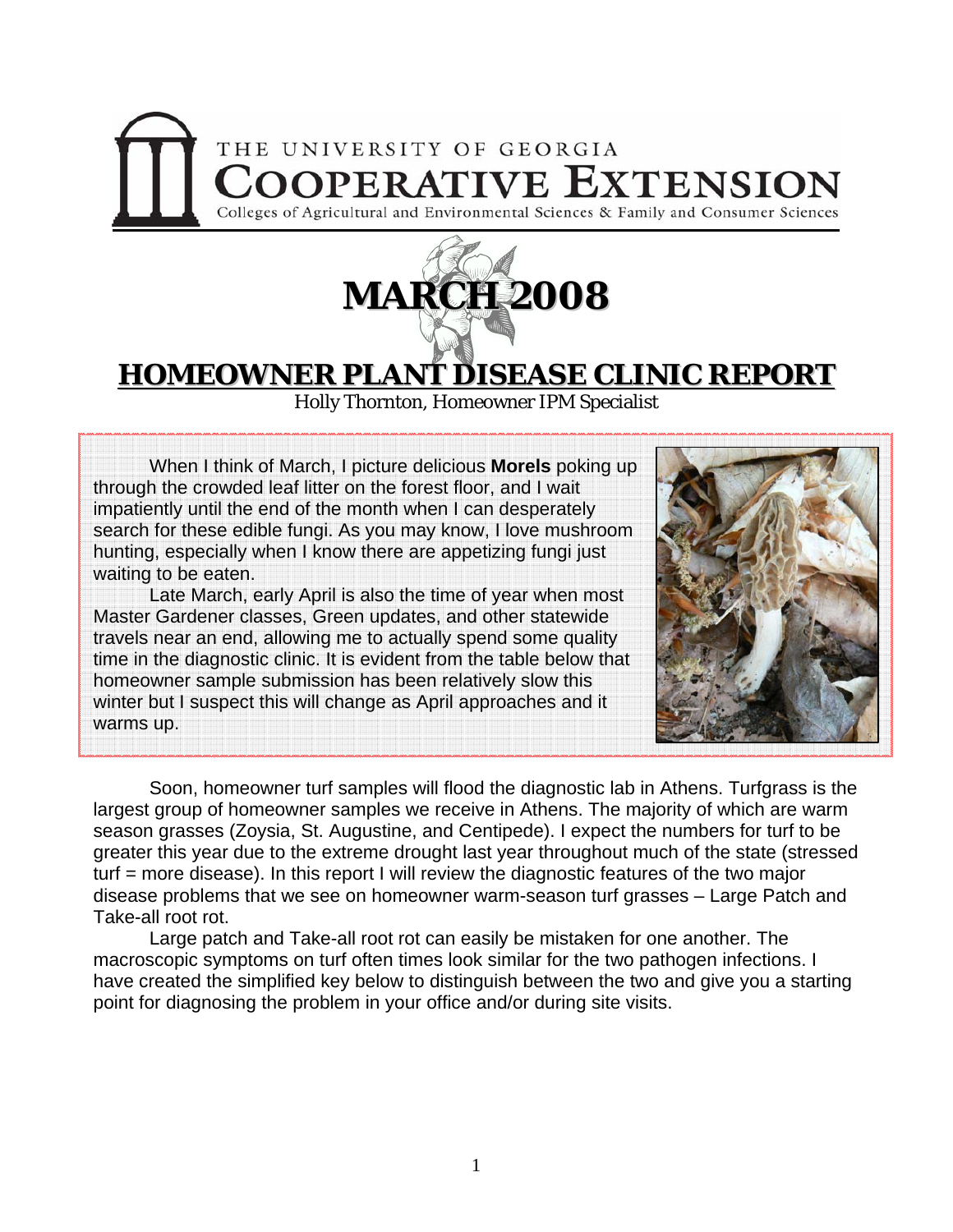THE UNIVERSITY OF GEORGIA

**COOPERATIVE EXTENSION**

Colleges of Agricultural and Environmental Sciences & Family and Consumer Sciences

# MARCH 2008

# HOMEOWNER PLANT DISEASE CLINIC REPORT

Holly Thornton, Homeowner IPM Specialist

When I think of March, I picture delicious **Morels** poking up through the crowded leaf litter on the forest floor, and I wait impatiently until the end of the month when I can desperately search for these edible fungi. As you may know, I love mushroom hunting, especially when I know there are appetizing fungi just waiting to be eaten.

Late March, early April is also the time of year when most Master Gardener classes, Green updates, and other statewide travels near an end, allowing me to actually spend some quality time in the diagnostic clinic. It is evident from the table below that homeowner sample submission has been relatively slow this winter but I suspect this will change as April approaches and it warms up.

Soon, homeowner turf samples will flood the diagnostic lab in Athens. Turfgrass is the largest group of homeowner samples we receive in Athens. The majority of which are warm season grasses (Zoysia, St. Augustine, and Centipede). I expect the numbers for turf to be greater this year due to the extreme drought last year throughout much of the state (stressed turf = more disease). In this report I will review the diagnostic features of the two major disease problems that we see on homeowner warm-season turf grasses – Large Patch and Take-all root rot.

Large patch and Take-all root rot can easily be mistaken for one another. The macroscopic symptoms on turf often times look similar for the two pathogen infections. I have created the simplified key below to distinguish between the two and give you a starting point for diagnosing the problem in your office and/or during site visits.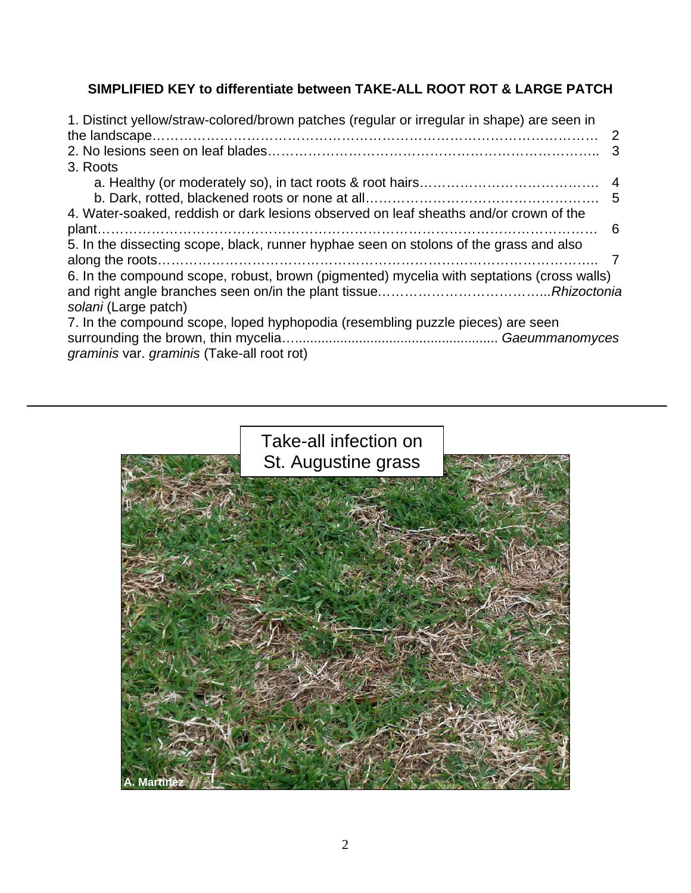### SIMPLIFIED KEY to differentiate between TAKE-ALL ROOT ROT & LARGE PATCH

1. Distinct yellow/straw-colored/brown patches (regular or irregular in shape) are seen in the landscape………………………………………………………………………………… 2
2. No lesions seen on leaf blades……………………………………………………………….. 3
3. Roots
   - a. Healthy (or moderately so), in tact roots & root hairs…………………………………. 4
   - b. Dark, rotted, blackened roots or none at all…………………………………………. 5
4. Water-soaked, reddish or dark lesions observed on leaf sheaths and/or crown of the plant………………………………………………………………………………………… 6
5. In the dissecting scope, black, runner hyphae seen on stolons of the grass and also along the roots…………………………………………………………………………... 7
6. In the compound scope, robust, brown (pigmented) mycelia with septations (cross walls) and right angle branches seen on/in the plant tissue.………………………………...*Rhizoctonia solani* (Large patch)
7. In the compound scope, loped hyphopodia (resembling puzzle pieces) are seen surrounding the brown, thin mycelia…..................................................... *Gaeummanomyces graminis* var. *graminis* (Take-all root rot)

---

Take-all infection on St. Augustine grass

A. Martinez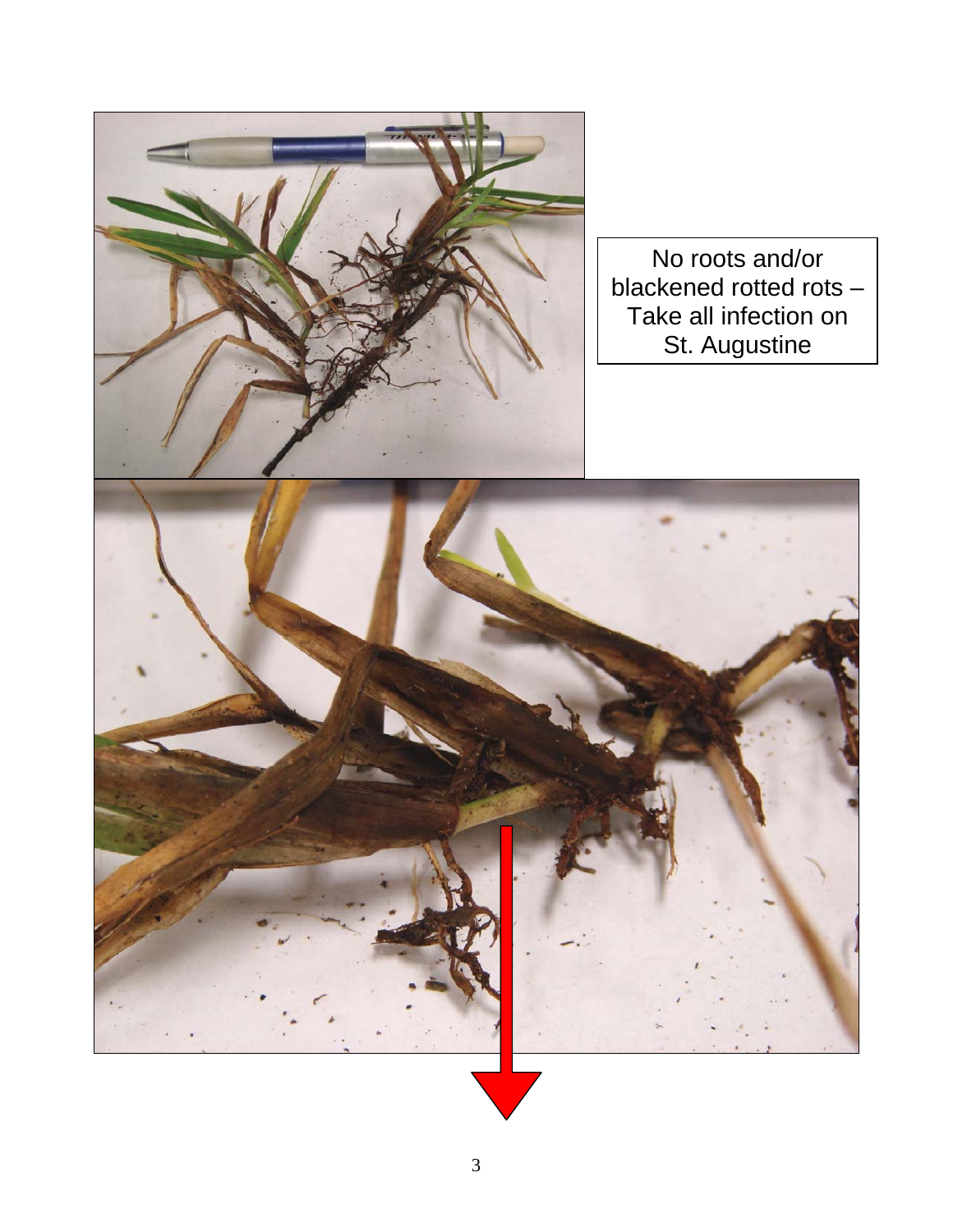No roots and/or blackened rotted rots – Take all infection on St. Augustine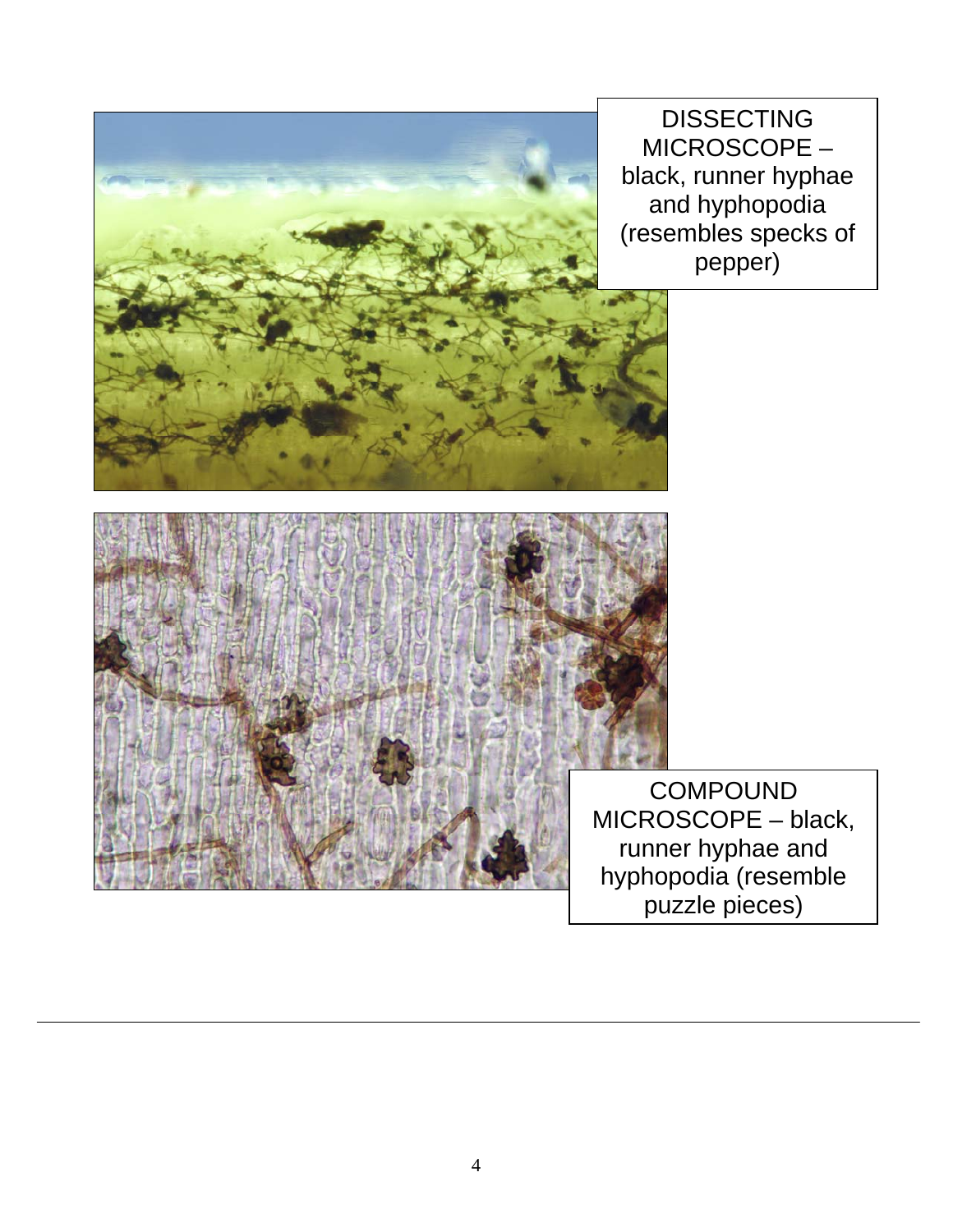DISSECTING MICROSCOPE – black, runner hyphae and hyphopodia (resembles specks of pepper)

COMPOUND MICROSCOPE – black, runner hyphae and hyphopodia (resemble puzzle pieces)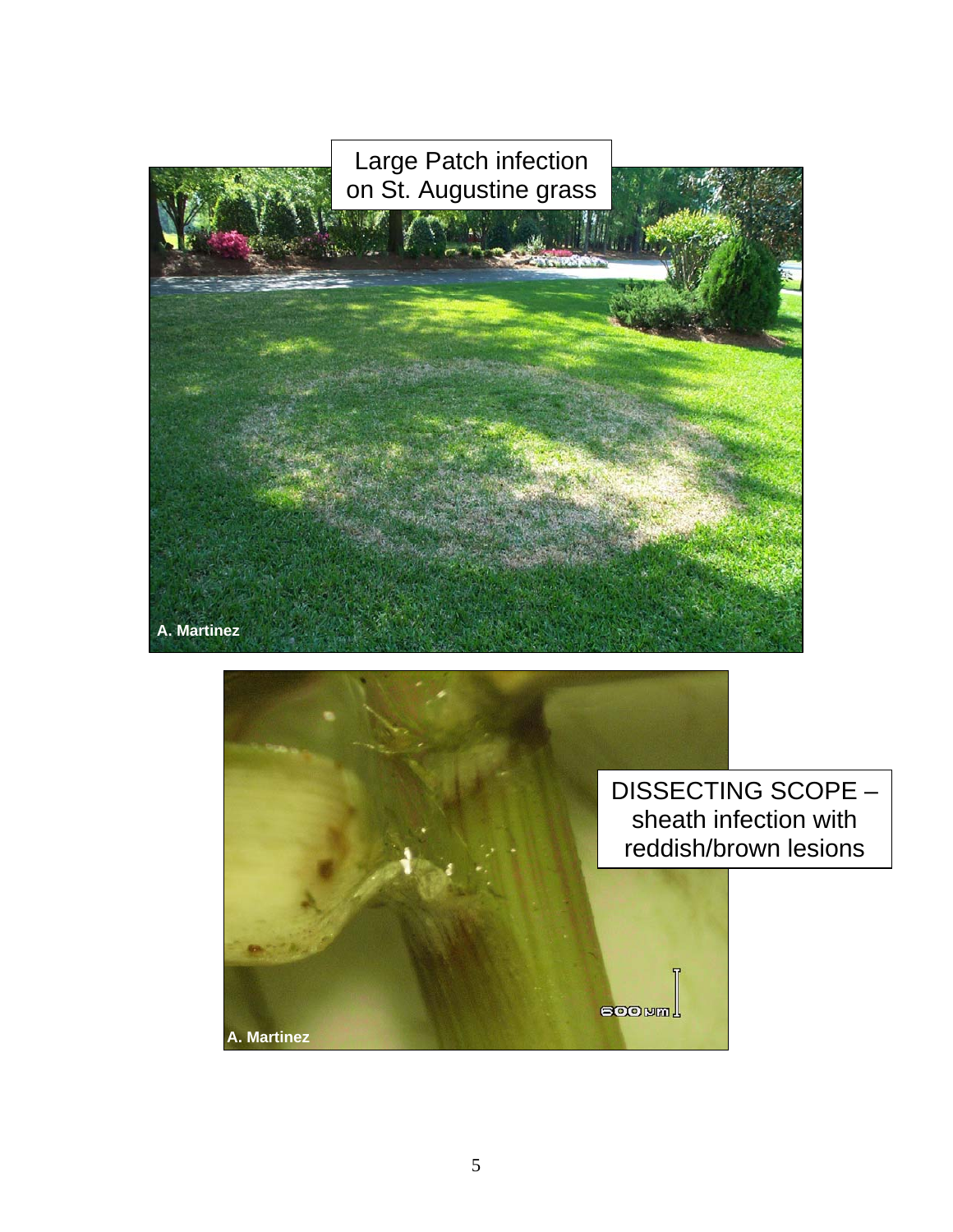Large Patch infection on St. Augustine grass

A. Martinez

DISSECTING SCOPE – sheath infection with reddish/brown lesions

A. Martinez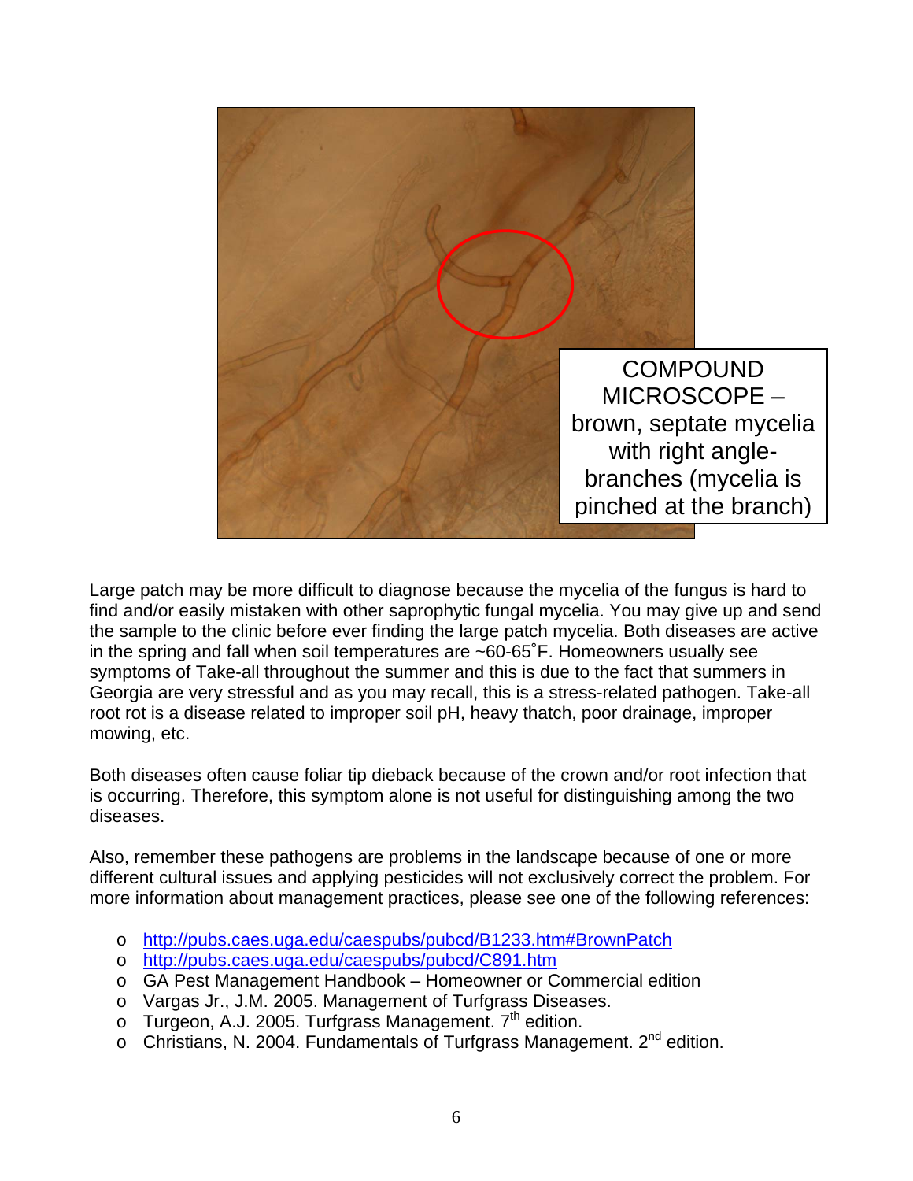COMPOUND MICROSCOPE – brown, septate mycelia with right angle-branches (mycelia is pinched at the branch)

Large patch may be more difficult to diagnose because the mycelia of the fungus is hard to find and/or easily mistaken with other saprophytic fungal mycelia. You may give up and send the sample to the clinic before ever finding the large patch mycelia. Both diseases are active in the spring and fall when soil temperatures are ~60-65˚F. Homeowners usually see symptoms of Take-all throughout the summer and this is due to the fact that summers in Georgia are very stressful and as you may recall, this is a stress-related pathogen. Take-all root rot is a disease related to improper soil pH, heavy thatch, poor drainage, improper mowing, etc.

Both diseases often cause foliar tip dieback because of the crown and/or root infection that is occurring. Therefore, this symptom alone is not useful for distinguishing among the two diseases.

Also, remember these pathogens are problems in the landscape because of one or more different cultural issues and applying pesticides will not exclusively correct the problem. For more information about management practices, please see one of the following references:

- http://pubs.caes.uga.edu/caespubs/pubcd/B1233.htm#BrownPatch
- http://pubs.caes.uga.edu/caespubs/pubcd/C891.htm
- GA Pest Management Handbook – Homeowner or Commercial edition
- Vargas Jr., J.M. 2005. Management of Turfgrass Diseases.
- Turgeon, A.J. 2005. Turfgrass Management. 7th edition.
- Christians, N. 2004. Fundamentals of Turfgrass Management. 2nd edition.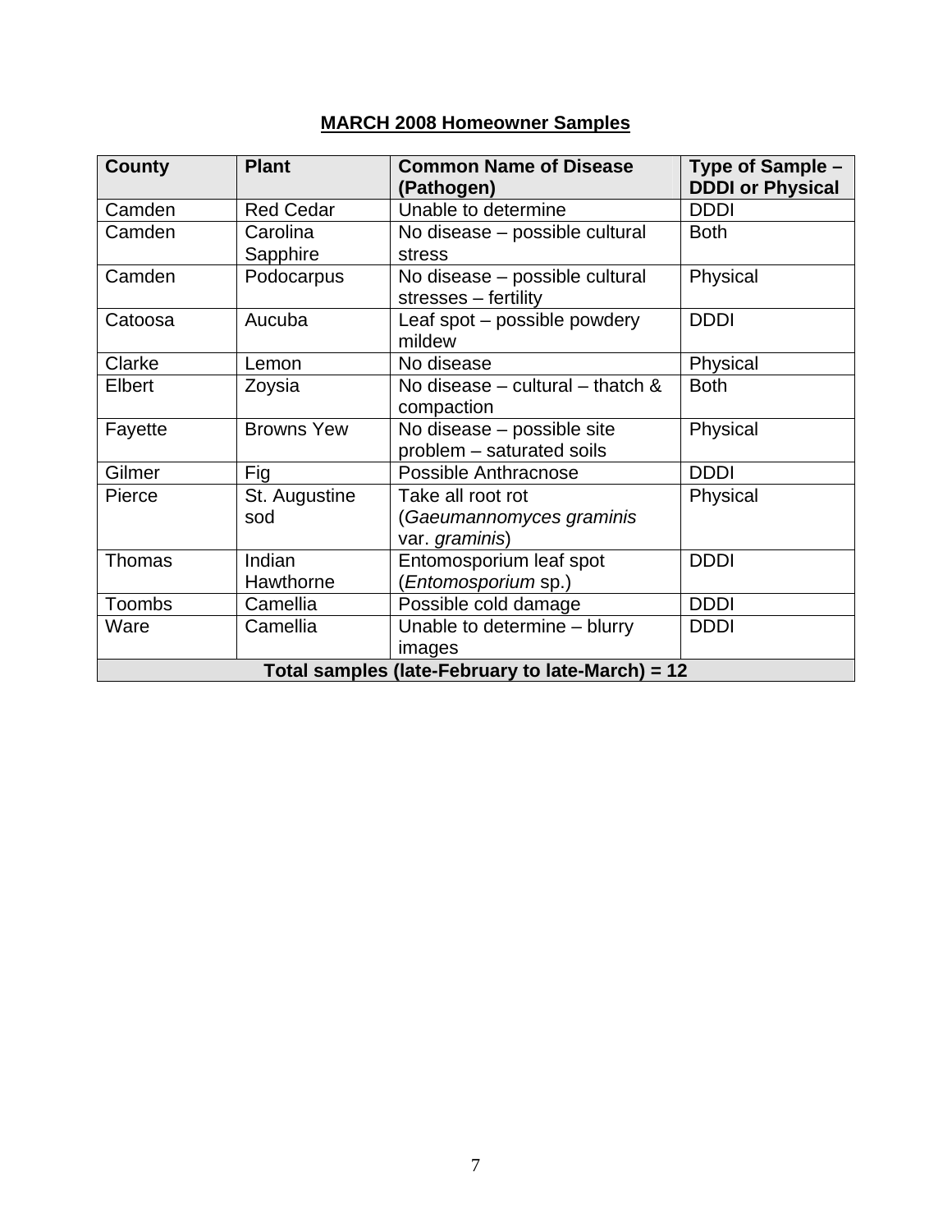## MARCH 2008 Homeowner Samples

| County | Plant | Common Name of Disease (Pathogen) | Type of Sample – DDDI or Physical |
|---|---|---|---|
| Camden | Red Cedar | Unable to determine | DDDI |
| Camden | Carolina Sapphire | No disease – possible cultural stress | Both |
| Camden | Podocarpus | No disease – possible cultural stresses – fertility | Physical |
| Catoosa | Aucuba | Leaf spot – possible powdery mildew | DDDI |
| Clarke | Lemon | No disease | Physical |
| Elbert | Zoysia | No disease – cultural – thatch & compaction | Both |
| Fayette | Browns Yew | No disease – possible site problem – saturated soils | Physical |
| Gilmer | Fig | Possible Anthracnose | DDDI |
| Pierce | St. Augustine sod | Take all root rot (*Gaeumannomyces graminis* var. *graminis*) | Physical |
| Thomas | Indian Hawthorne | Entomosporium leaf spot (*Entomosporium* sp.) | DDDI |
| Toombs | Camellia | Possible cold damage | DDDI |
| Ware | Camellia | Unable to determine – blurry images | DDDI |
| **Total samples (late-February to late-March) = 12** | | | |